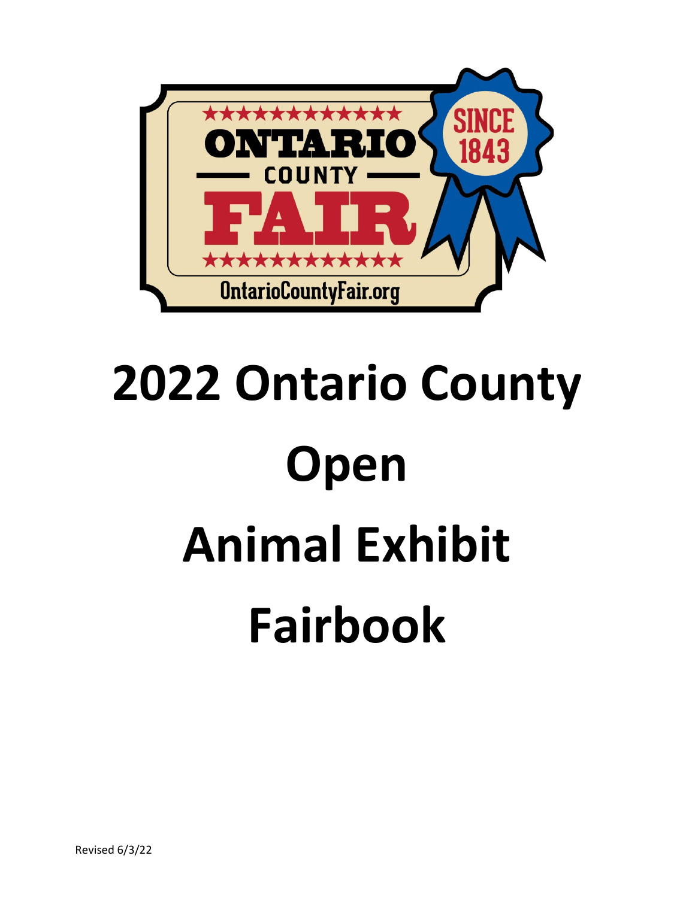ONTARIO COUNTY FAIR

SINCE 1843

OntarioCountyFair.org

# 2022 Ontario County Open Animal Exhibit Fairbook

Revised 6/3/22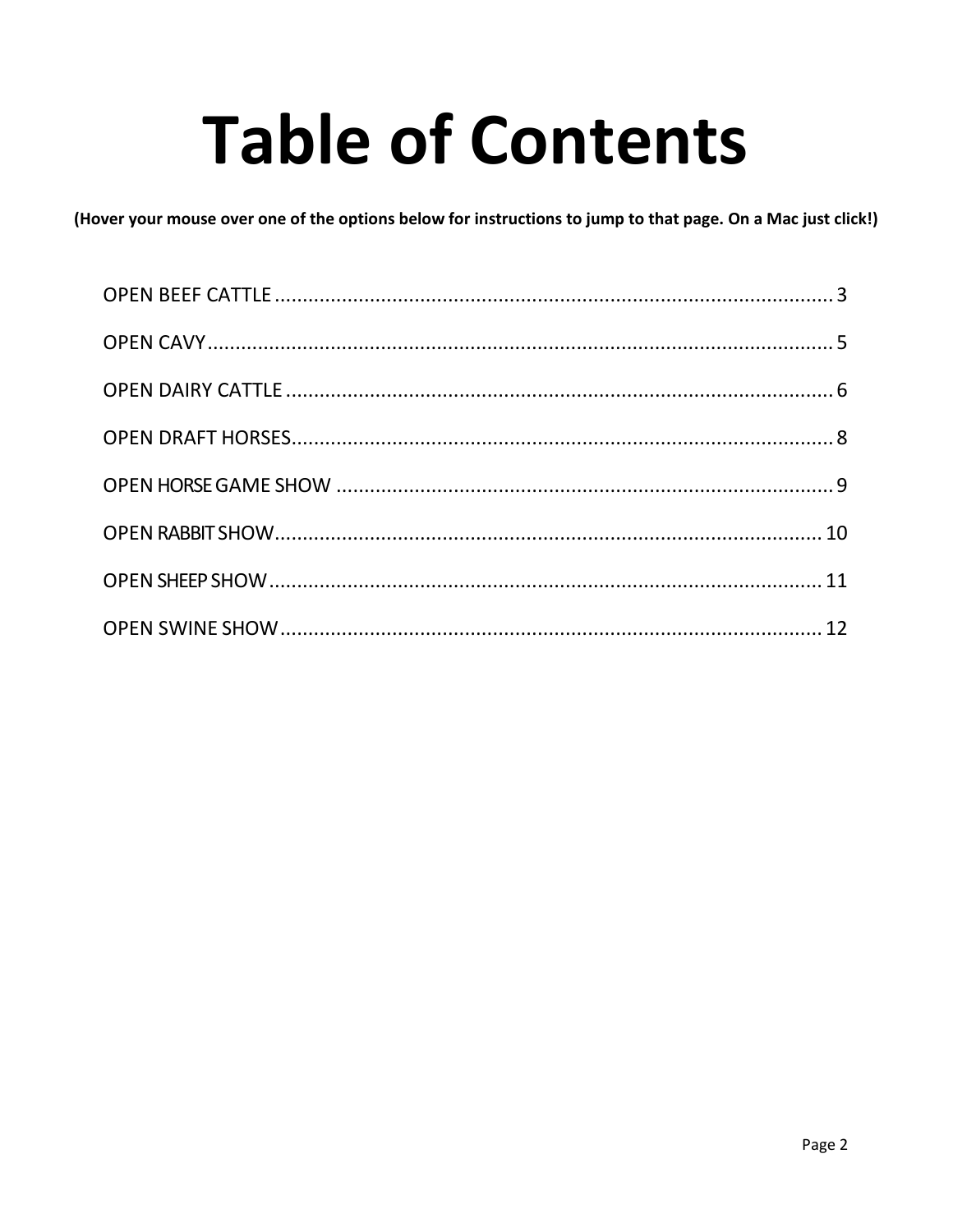# Table of Contents

**(Hover your mouse over one of the options below for instructions to jump to that page. On a Mac just click!)**

OPEN BEEF CATTLE .................................................................................................. 3

OPEN CAVY ................................................................................................................ 5

OPEN DAIRY CATTLE ................................................................................................ 6

OPEN DRAFT HORSES ............................................................................................... 8

OPEN HORSE GAME SHOW ...................................................................................... 9

OPEN RABBIT SHOW ................................................................................................ 10

OPEN SHEEP SHOW ................................................................................................. 11

OPEN SWINE SHOW ................................................................................................. 12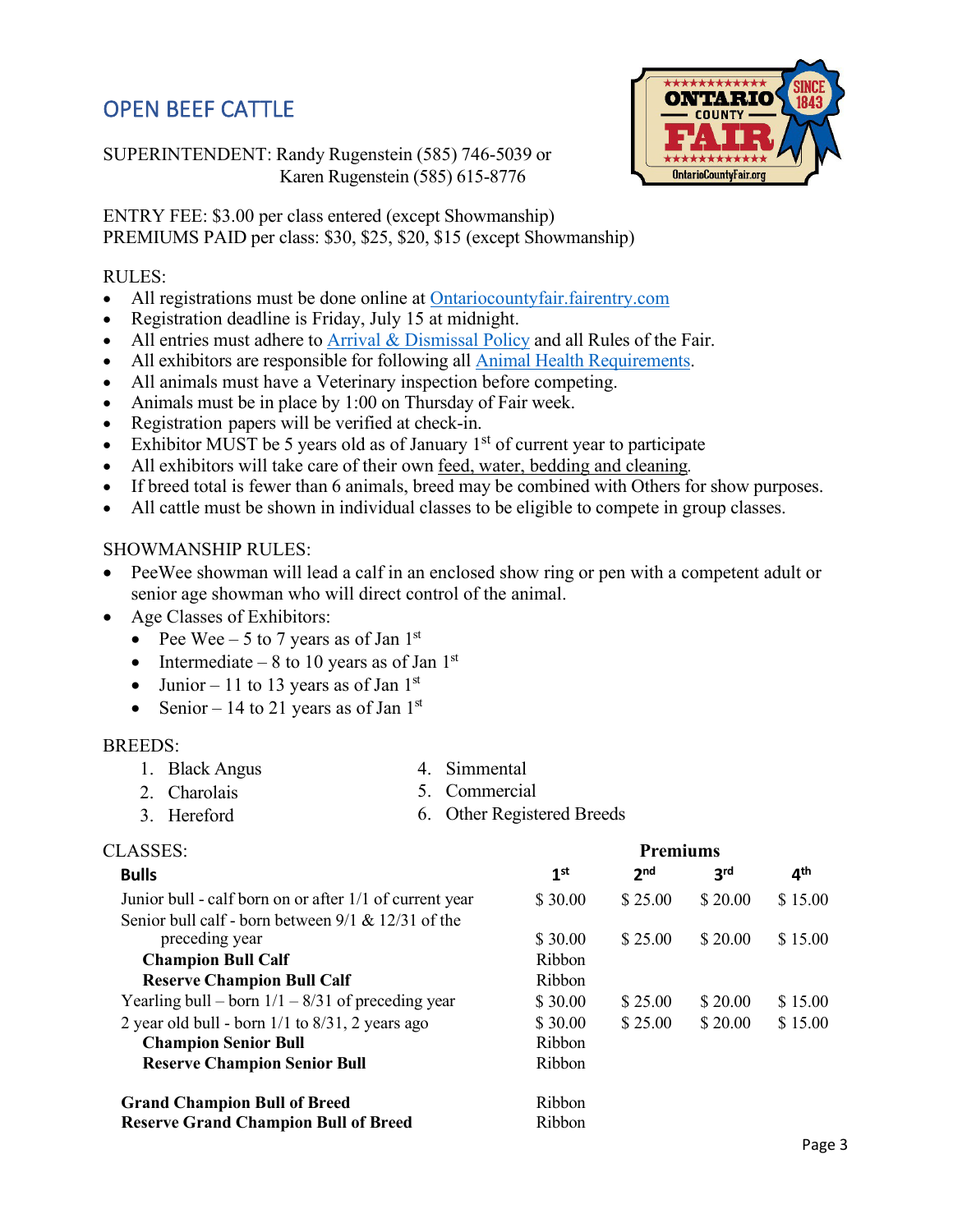# OPEN BEEF CATTLE

SUPERINTENDENT: Randy Rugenstein (585) 746-5039 or
Karen Rugenstein (585) 615-8776

ENTRY FEE: $3.00 per class entered (except Showmanship)
PREMIUMS PAID per class: $30, $25, $20, $15 (except Showmanship)

RULES:

- All registrations must be done online at Ontariocountyfair.fairentry.com
- Registration deadline is Friday, July 15 at midnight.
- All entries must adhere to Arrival & Dismissal Policy and all Rules of the Fair.
- All exhibitors are responsible for following all Animal Health Requirements.
- All animals must have a Veterinary inspection before competing.
- Animals must be in place by 1:00 on Thursday of Fair week.
- Registration papers will be verified at check-in.
- Exhibitor MUST be 5 years old as of January 1st of current year to participate
- All exhibitors will take care of their own feed, water, bedding and cleaning.
- If breed total is fewer than 6 animals, breed may be combined with Others for show purposes.
- All cattle must be shown in individual classes to be eligible to compete in group classes.

SHOWMANSHIP RULES:

- PeeWee showman will lead a calf in an enclosed show ring or pen with a competent adult or senior age showman who will direct control of the animal.
- Age Classes of Exhibitors:
  - Pee Wee – 5 to 7 years as of Jan 1st
  - Intermediate – 8 to 10 years as of Jan 1st
  - Junior – 11 to 13 years as of Jan 1st
  - Senior – 14 to 21 years as of Jan 1st

BREEDS:

1. Black Angus
2. Charolais
3. Hereford
4. Simmental
5. Commercial
6. Other Registered Breeds

CLASSES:

| **Bulls** | **1st** | **2nd** | **3rd** | **4th** |
|---|---|---|---|---|
| Junior bull - calf born on or after 1/1 of current year | $ 30.00 | $ 25.00 | $ 20.00 | $ 15.00 |
| Senior bull calf - born between 9/1 & 12/31 of the preceding year | $ 30.00 | $ 25.00 | $ 20.00 | $ 15.00 |
| **Champion Bull Calf** | Ribbon | | | |
| **Reserve Champion Bull Calf** | Ribbon | | | |
| Yearling bull – born 1/1 – 8/31 of preceding year | $ 30.00 | $ 25.00 | $ 20.00 | $ 15.00 |
| 2 year old bull - born 1/1 to 8/31, 2 years ago | $ 30.00 | $ 25.00 | $ 20.00 | $ 15.00 |
| **Champion Senior Bull** | Ribbon | | | |
| **Reserve Champion Senior Bull** | Ribbon | | | |
| **Grand Champion Bull of Breed** | Ribbon | | | |
| **Reserve Grand Champion Bull of Breed** | Ribbon | | | |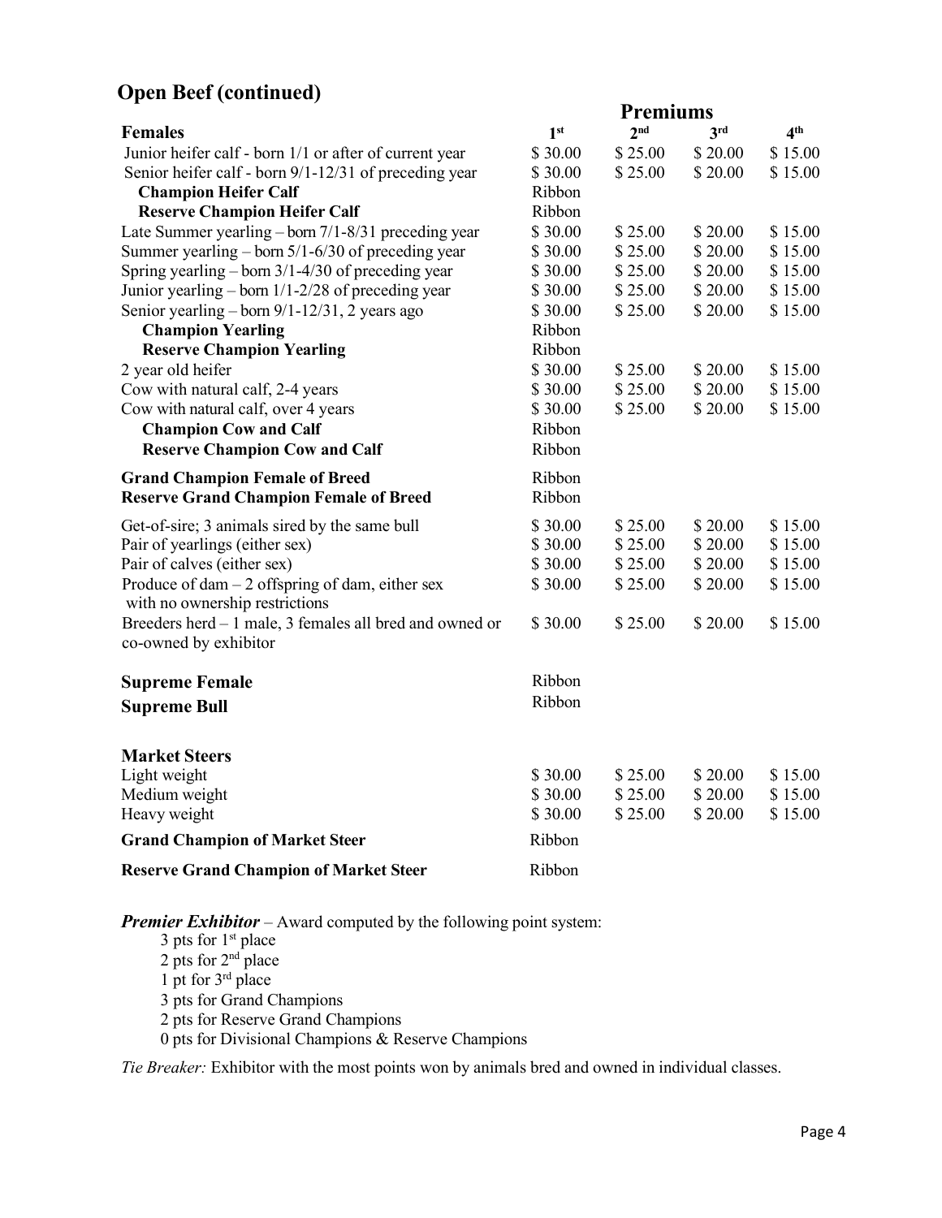## Open Beef (continued)

| Females | Premiums 1st | 2nd | 3rd | 4th |
|---|---|---|---|---|
| Junior heifer calf - born 1/1 or after of current year | $ 30.00 | $ 25.00 | $ 20.00 | $ 15.00 |
| Senior heifer calf - born 9/1-12/31 of preceding year | $ 30.00 | $ 25.00 | $ 20.00 | $ 15.00 |
| **Champion Heifer Calf** | Ribbon | | | |
| **Reserve Champion Heifer Calf** | Ribbon | | | |
| Late Summer yearling – born 7/1-8/31 preceding year | $ 30.00 | $ 25.00 | $ 20.00 | $ 15.00 |
| Summer yearling – born 5/1-6/30 of preceding year | $ 30.00 | $ 25.00 | $ 20.00 | $ 15.00 |
| Spring yearling – born 3/1-4/30 of preceding year | $ 30.00 | $ 25.00 | $ 20.00 | $ 15.00 |
| Junior yearling – born 1/1-2/28 of preceding year | $ 30.00 | $ 25.00 | $ 20.00 | $ 15.00 |
| Senior yearling – born 9/1-12/31, 2 years ago | $ 30.00 | $ 25.00 | $ 20.00 | $ 15.00 |
| **Champion Yearling** | Ribbon | | | |
| **Reserve Champion Yearling** | Ribbon | | | |
| 2 year old heifer | $ 30.00 | $ 25.00 | $ 20.00 | $ 15.00 |
| Cow with natural calf, 2-4 years | $ 30.00 | $ 25.00 | $ 20.00 | $ 15.00 |
| Cow with natural calf, over 4 years | $ 30.00 | $ 25.00 | $ 20.00 | $ 15.00 |
| **Champion Cow and Calf** | Ribbon | | | |
| **Reserve Champion Cow and Calf** | Ribbon | | | |
| **Grand Champion Female of Breed** | Ribbon | | | |
| **Reserve Grand Champion Female of Breed** | Ribbon | | | |
| Get-of-sire; 3 animals sired by the same bull | $ 30.00 | $ 25.00 | $ 20.00 | $ 15.00 |
| Pair of yearlings (either sex) | $ 30.00 | $ 25.00 | $ 20.00 | $ 15.00 |
| Pair of calves (either sex) | $ 30.00 | $ 25.00 | $ 20.00 | $ 15.00 |
| Produce of dam – 2 offspring of dam, either sex with no ownership restrictions | $ 30.00 | $ 25.00 | $ 20.00 | $ 15.00 |
| Breeders herd – 1 male, 3 females all bred and owned or co-owned by exhibitor | $ 30.00 | $ 25.00 | $ 20.00 | $ 15.00 |
| **Supreme Female** | Ribbon | | | |
| **Supreme Bull** | Ribbon | | | |
| **Market Steers** | | | | |
| Light weight | $ 30.00 | $ 25.00 | $ 20.00 | $ 15.00 |
| Medium weight | $ 30.00 | $ 25.00 | $ 20.00 | $ 15.00 |
| Heavy weight | $ 30.00 | $ 25.00 | $ 20.00 | $ 15.00 |
| **Grand Champion of Market Steer** | Ribbon | | | |
| **Reserve Grand Champion of Market Steer** | Ribbon | | | |

***Premier Exhibitor*** – Award computed by the following point system:

- 3 pts for 1st place
- 2 pts for 2nd place
- 1 pt for 3rd place
- 3 pts for Grand Champions
- 2 pts for Reserve Grand Champions
- 0 pts for Divisional Champions & Reserve Champions

*Tie Breaker:* Exhibitor with the most points won by animals bred and owned in individual classes.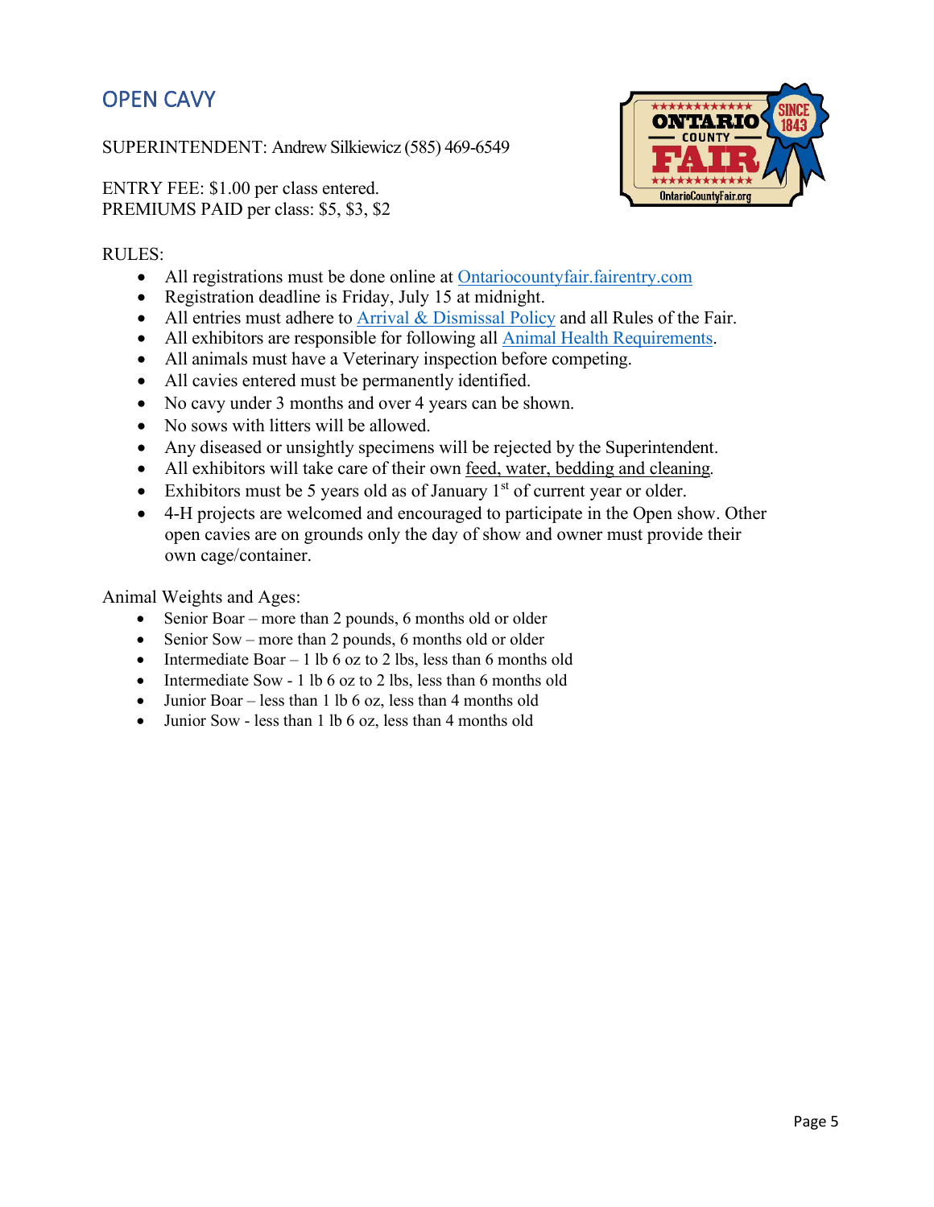## OPEN CAVY

SUPERINTENDENT: Andrew Silkiewicz (585) 469-6549

ENTRY FEE: $1.00 per class entered.
PREMIUMS PAID per class: $5, $3, $2

RULES:

- All registrations must be done online at [Ontariocountyfair.fairentry.com](Ontariocountyfair.fairentry.com)
- Registration deadline is Friday, July 15 at midnight.
- All entries must adhere to Arrival & Dismissal Policy and all Rules of the Fair.
- All exhibitors are responsible for following all Animal Health Requirements.
- All animals must have a Veterinary inspection before competing.
- All cavies entered must be permanently identified.
- No cavy under 3 months and over 4 years can be shown.
- No sows with litters will be allowed.
- Any diseased or unsightly specimens will be rejected by the Superintendent.
- All exhibitors will take care of their own feed, water, bedding and cleaning.
- Exhibitors must be 5 years old as of January 1st of current year or older.
- 4-H projects are welcomed and encouraged to participate in the Open show. Other open cavies are on grounds only the day of show and owner must provide their own cage/container.

Animal Weights and Ages:

- Senior Boar – more than 2 pounds, 6 months old or older
- Senior Sow – more than 2 pounds, 6 months old or older
- Intermediate Boar – 1 lb 6 oz to 2 lbs, less than 6 months old
- Intermediate Sow - 1 lb 6 oz to 2 lbs, less than 6 months old
- Junior Boar – less than 1 lb 6 oz, less than 4 months old
- Junior Sow - less than 1 lb 6 oz, less than 4 months old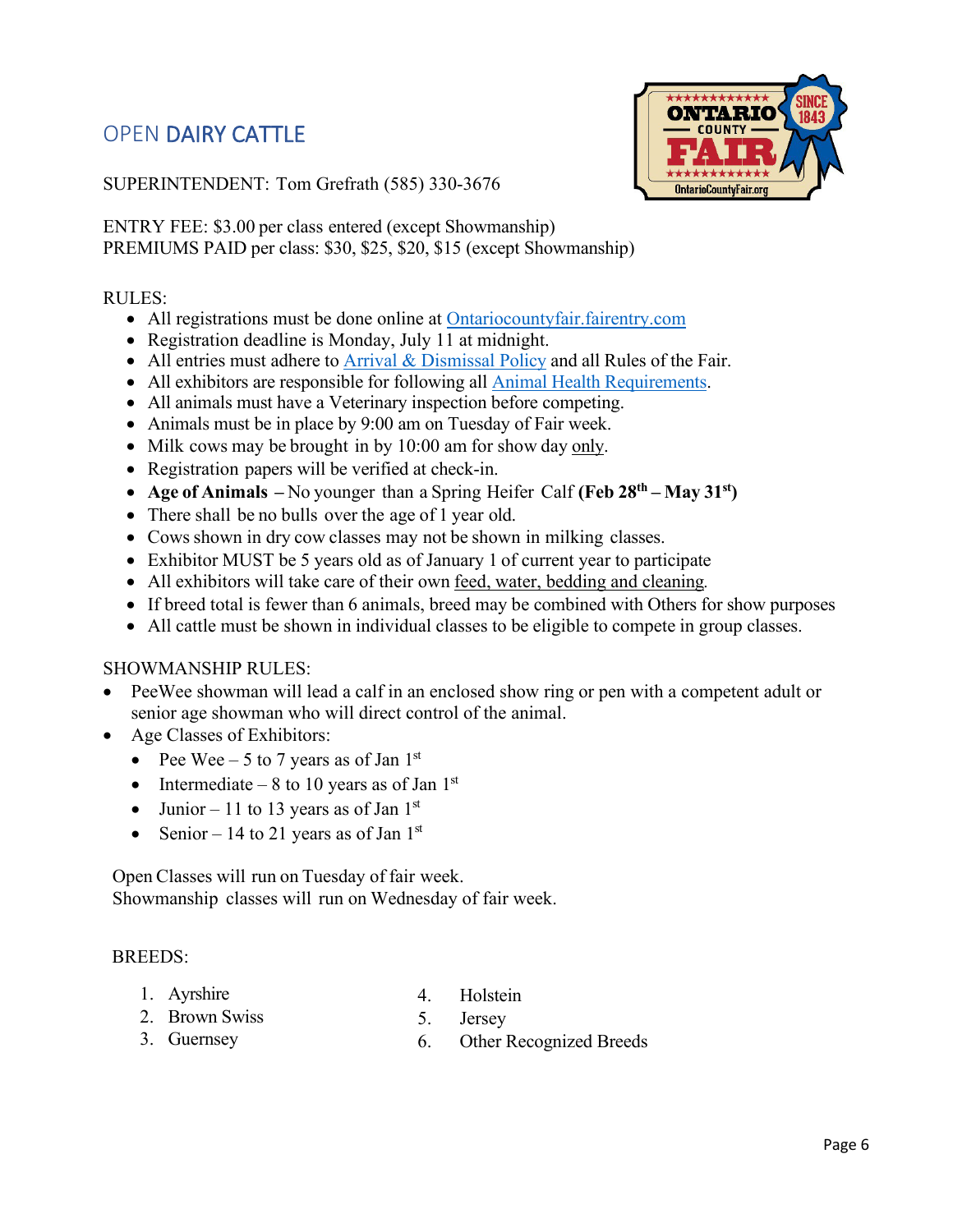# OPEN DAIRY CATTLE

SUPERINTENDENT: Tom Grefrath (585) 330-3676

ENTRY FEE: $3.00 per class entered (except Showmanship)
PREMIUMS PAID per class: $30, $25, $20, $15 (except Showmanship)

RULES:

- All registrations must be done online at Ontariocountyfair.fairentry.com
- Registration deadline is Monday, July 11 at midnight.
- All entries must adhere to Arrival & Dismissal Policy and all Rules of the Fair.
- All exhibitors are responsible for following all Animal Health Requirements.
- All animals must have a Veterinary inspection before competing.
- Animals must be in place by 9:00 am on Tuesday of Fair week.
- Milk cows may be brought in by 10:00 am for show day only.
- Registration papers will be verified at check-in.
- **Age of Animals** – No younger than a Spring Heifer Calf **(Feb 28th – May 31st)**
- There shall be no bulls over the age of 1 year old.
- Cows shown in dry cow classes may not be shown in milking classes.
- Exhibitor MUST be 5 years old as of January 1 of current year to participate
- All exhibitors will take care of their own feed, water, bedding and cleaning.
- If breed total is fewer than 6 animals, breed may be combined with Others for show purposes
- All cattle must be shown in individual classes to be eligible to compete in group classes.

SHOWMANSHIP RULES:

- PeeWee showman will lead a calf in an enclosed show ring or pen with a competent adult or senior age showman who will direct control of the animal.
- Age Classes of Exhibitors:
  - Pee Wee – 5 to 7 years as of Jan 1st
  - Intermediate – 8 to 10 years as of Jan 1st
  - Junior – 11 to 13 years as of Jan 1st
  - Senior – 14 to 21 years as of Jan 1st

Open Classes will run on Tuesday of fair week.
Showmanship classes will run on Wednesday of fair week.

BREEDS:

1. Ayrshire
2. Brown Swiss
3. Guernsey
4. Holstein
5. Jersey
6. Other Recognized Breeds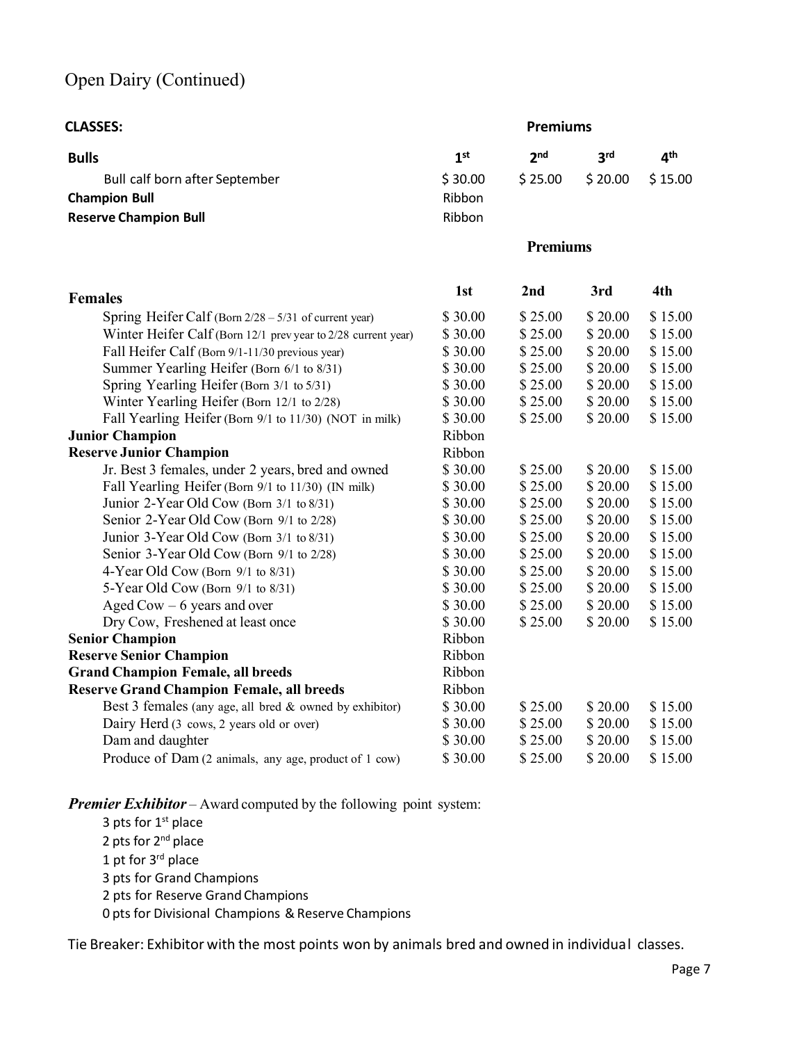# Open Dairy (Continued)

| **CLASSES:** | **Premiums** | | | |
| --- | --- | --- | --- | --- |
| **Bulls** | **1st** | **2nd** | **3rd** | **4th** |
| Bull calf born after September | $ 30.00 | $ 25.00 | $ 20.00 | $ 15.00 |
| **Champion Bull** | Ribbon | | | |
| **Reserve Champion Bull** | Ribbon | | | |

| **Females** | **Premiums** | | | |
| --- | --- | --- | --- | --- |
| | **1st** | **2nd** | **3rd** | **4th** |
| Spring Heifer Calf (Born 2/28 – 5/31 of current year) | $ 30.00 | $ 25.00 | $ 20.00 | $ 15.00 |
| Winter Heifer Calf (Born 12/1 prev year to 2/28 current year) | $ 30.00 | $ 25.00 | $ 20.00 | $ 15.00 |
| Fall Heifer Calf (Born 9/1-11/30 previous year) | $ 30.00 | $ 25.00 | $ 20.00 | $ 15.00 |
| Summer Yearling Heifer (Born 6/1 to 8/31) | $ 30.00 | $ 25.00 | $ 20.00 | $ 15.00 |
| Spring Yearling Heifer (Born 3/1 to 5/31) | $ 30.00 | $ 25.00 | $ 20.00 | $ 15.00 |
| Winter Yearling Heifer (Born 12/1 to 2/28) | $ 30.00 | $ 25.00 | $ 20.00 | $ 15.00 |
| Fall Yearling Heifer (Born 9/1 to 11/30) (NOT in milk) | $ 30.00 | $ 25.00 | $ 20.00 | $ 15.00 |
| **Junior Champion** | Ribbon | | | |
| **Reserve Junior Champion** | Ribbon | | | |
| Jr. Best 3 females, under 2 years, bred and owned | $ 30.00 | $ 25.00 | $ 20.00 | $ 15.00 |
| Fall Yearling Heifer (Born 9/1 to 11/30) (IN milk) | $ 30.00 | $ 25.00 | $ 20.00 | $ 15.00 |
| Junior 2-Year Old Cow (Born 3/1 to 8/31) | $ 30.00 | $ 25.00 | $ 20.00 | $ 15.00 |
| Senior 2-Year Old Cow (Born 9/1 to 2/28) | $ 30.00 | $ 25.00 | $ 20.00 | $ 15.00 |
| Junior 3-Year Old Cow (Born 3/1 to 8/31) | $ 30.00 | $ 25.00 | $ 20.00 | $ 15.00 |
| Senior 3-Year Old Cow (Born 9/1 to 2/28) | $ 30.00 | $ 25.00 | $ 20.00 | $ 15.00 |
| 4-Year Old Cow (Born 9/1 to 8/31) | $ 30.00 | $ 25.00 | $ 20.00 | $ 15.00 |
| 5-Year Old Cow (Born 9/1 to 8/31) | $ 30.00 | $ 25.00 | $ 20.00 | $ 15.00 |
| Aged Cow – 6 years and over | $ 30.00 | $ 25.00 | $ 20.00 | $ 15.00 |
| Dry Cow, Freshened at least once | $ 30.00 | $ 25.00 | $ 20.00 | $ 15.00 |
| **Senior Champion** | Ribbon | | | |
| **Reserve Senior Champion** | Ribbon | | | |
| **Grand Champion Female, all breeds** | Ribbon | | | |
| **Reserve Grand Champion Female, all breeds** | Ribbon | | | |
| Best 3 females (any age, all bred & owned by exhibitor) | $ 30.00 | $ 25.00 | $ 20.00 | $ 15.00 |
| Dairy Herd (3 cows, 2 years old or over) | $ 30.00 | $ 25.00 | $ 20.00 | $ 15.00 |
| Dam and daughter | $ 30.00 | $ 25.00 | $ 20.00 | $ 15.00 |
| Produce of Dam (2 animals, any age, product of 1 cow) | $ 30.00 | $ 25.00 | $ 20.00 | $ 15.00 |

***Premier Exhibitor*** – Award computed by the following point system:

- 3 pts for 1st place
- 2 pts for 2nd place
- 1 pt for 3rd place
- 3 pts for Grand Champions
- 2 pts for Reserve Grand Champions
- 0 pts for Divisional Champions & Reserve Champions

Tie Breaker: Exhibitor with the most points won by animals bred and owned in individual classes.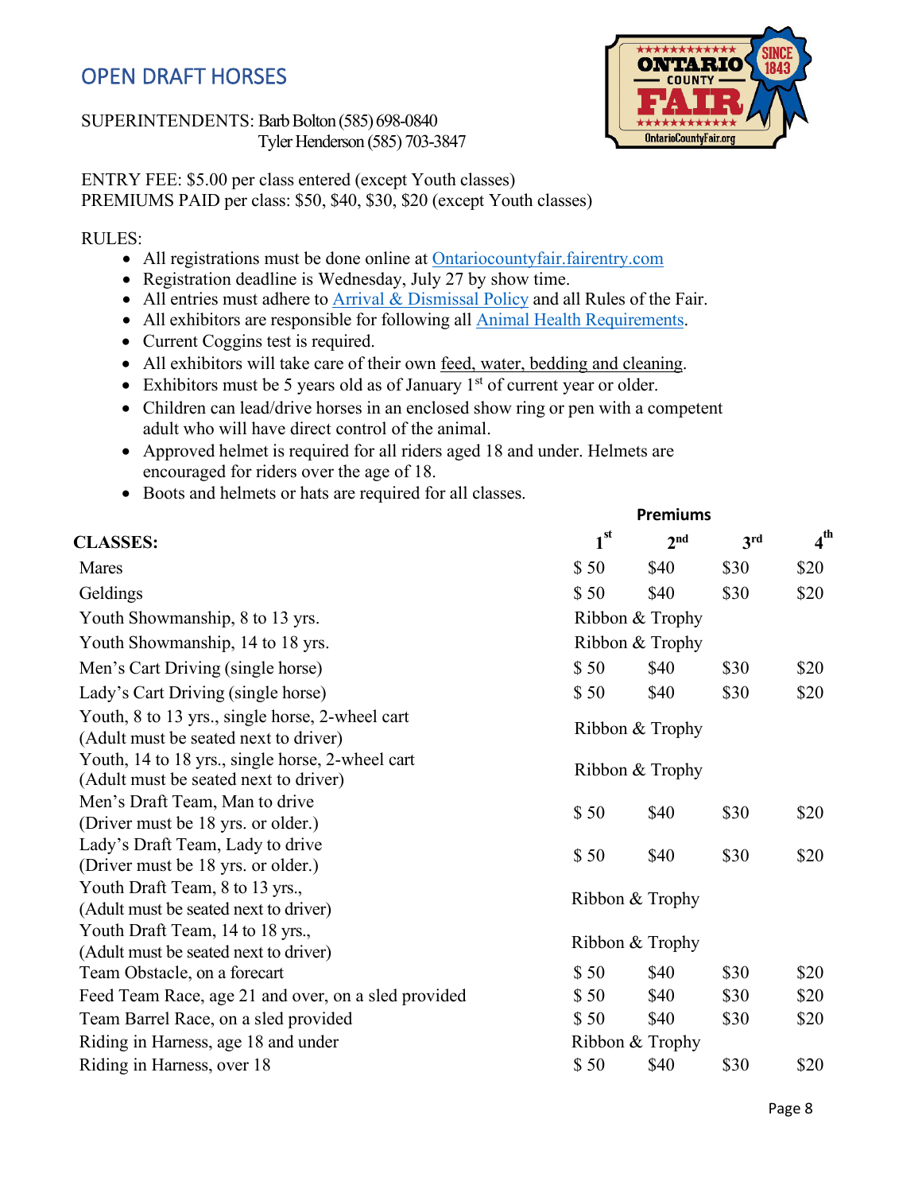# OPEN DRAFT HORSES

SUPERINTENDENTS: Barb Bolton (585) 698-0840
Tyler Henderson (585) 703-3847

ENTRY FEE: $5.00 per class entered (except Youth classes)
PREMIUMS PAID per class: $50, $40, $30, $20 (except Youth classes)

RULES:

- All registrations must be done online at [Ontariocountyfair.fairentry.com](Ontariocountyfair.fairentry.com)
- Registration deadline is Wednesday, July 27 by show time.
- All entries must adhere to Arrival & Dismissal Policy and all Rules of the Fair.
- All exhibitors are responsible for following all Animal Health Requirements.
- Current Coggins test is required.
- All exhibitors will take care of their own feed, water, bedding and cleaning.
- Exhibitors must be 5 years old as of January 1st of current year or older.
- Children can lead/drive horses in an enclosed show ring or pen with a competent adult who will have direct control of the animal.
- Approved helmet is required for all riders aged 18 and under. Helmets are encouraged for riders over the age of 18.
- Boots and helmets or hats are required for all classes.

| CLASSES: | Premiums 1st | 2nd | 3rd | 4th |
|---|---|---|---|---|
| Mares | $ 50 | $40 | $30 | $20 |
| Geldings | $ 50 | $40 | $30 | $20 |
| Youth Showmanship, 8 to 13 yrs. | Ribbon & Trophy | | | |
| Youth Showmanship, 14 to 18 yrs. | Ribbon & Trophy | | | |
| Men's Cart Driving (single horse) | $ 50 | $40 | $30 | $20 |
| Lady's Cart Driving (single horse) | $ 50 | $40 | $30 | $20 |
| Youth, 8 to 13 yrs., single horse, 2-wheel cart (Adult must be seated next to driver) | Ribbon & Trophy | | | |
| Youth, 14 to 18 yrs., single horse, 2-wheel cart (Adult must be seated next to driver) | Ribbon & Trophy | | | |
| Men's Draft Team, Man to drive (Driver must be 18 yrs. or older.) | $ 50 | $40 | $30 | $20 |
| Lady's Draft Team, Lady to drive (Driver must be 18 yrs. or older.) | $ 50 | $40 | $30 | $20 |
| Youth Draft Team, 8 to 13 yrs., (Adult must be seated next to driver) | Ribbon & Trophy | | | |
| Youth Draft Team, 14 to 18 yrs., (Adult must be seated next to driver) | Ribbon & Trophy | | | |
| Team Obstacle, on a forecart | $ 50 | $40 | $30 | $20 |
| Feed Team Race, age 21 and over, on a sled provided | $ 50 | $40 | $30 | $20 |
| Team Barrel Race, on a sled provided | $ 50 | $40 | $30 | $20 |
| Riding in Harness, age 18 and under | Ribbon & Trophy | | | |
| Riding in Harness, over 18 | $ 50 | $40 | $30 | $20 |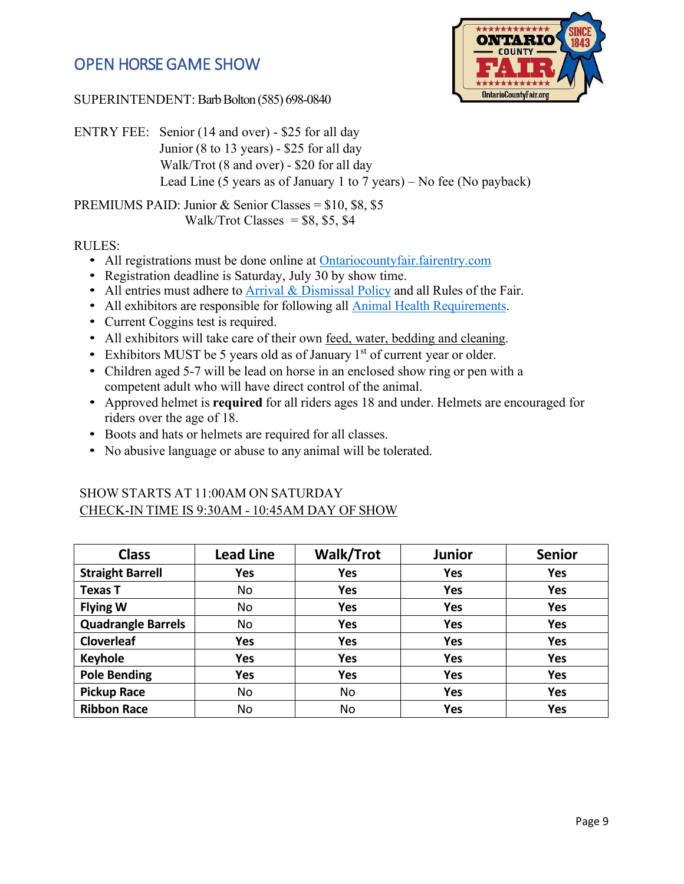# OPEN HORSE GAME SHOW

SUPERINTENDENT: Barb Bolton (585) 698-0840

ENTRY FEE: Senior (14 and over) - $25 for all day
Junior (8 to 13 years) - $25 for all day
Walk/Trot (8 and over) - $20 for all day
Lead Line (5 years as of January 1 to 7 years) – No fee (No payback)

PREMIUMS PAID: Junior & Senior Classes = $10, $8, $5
Walk/Trot Classes = $8, $5, $4

RULES:

- All registrations must be done online at Ontariocountyfair.fairentry.com
- Registration deadline is Saturday, July 30 by show time.
- All entries must adhere to Arrival & Dismissal Policy and all Rules of the Fair.
- All exhibitors are responsible for following all Animal Health Requirements.
- Current Coggins test is required.
- All exhibitors will take care of their own feed, water, bedding and cleaning.
- Exhibitors MUST be 5 years old as of January 1st of current year or older.
- Children aged 5-7 will be lead on horse in an enclosed show ring or pen with a competent adult who will have direct control of the animal.
- Approved helmet is **required** for all riders ages 18 and under. Helmets are encouraged for riders over the age of 18.
- Boots and hats or helmets are required for all classes.
- No abusive language or abuse to any animal will be tolerated.

SHOW STARTS AT 11:00AM ON SATURDAY
CHECK-IN TIME IS 9:30AM - 10:45AM DAY OF SHOW

| Class | Lead Line | Walk/Trot | Junior | Senior |
|---|---|---|---|---|
| **Straight Barrell** | **Yes** | **Yes** | **Yes** | **Yes** |
| **Texas T** | No | **Yes** | **Yes** | **Yes** |
| **Flying W** | No | **Yes** | **Yes** | **Yes** |
| **Quadrangle Barrels** | No | **Yes** | **Yes** | **Yes** |
| **Cloverleaf** | **Yes** | **Yes** | **Yes** | **Yes** |
| **Keyhole** | **Yes** | **Yes** | **Yes** | **Yes** |
| **Pole Bending** | **Yes** | **Yes** | **Yes** | **Yes** |
| **Pickup Race** | No | No | **Yes** | **Yes** |
| **Ribbon Race** | No | No | **Yes** | **Yes** |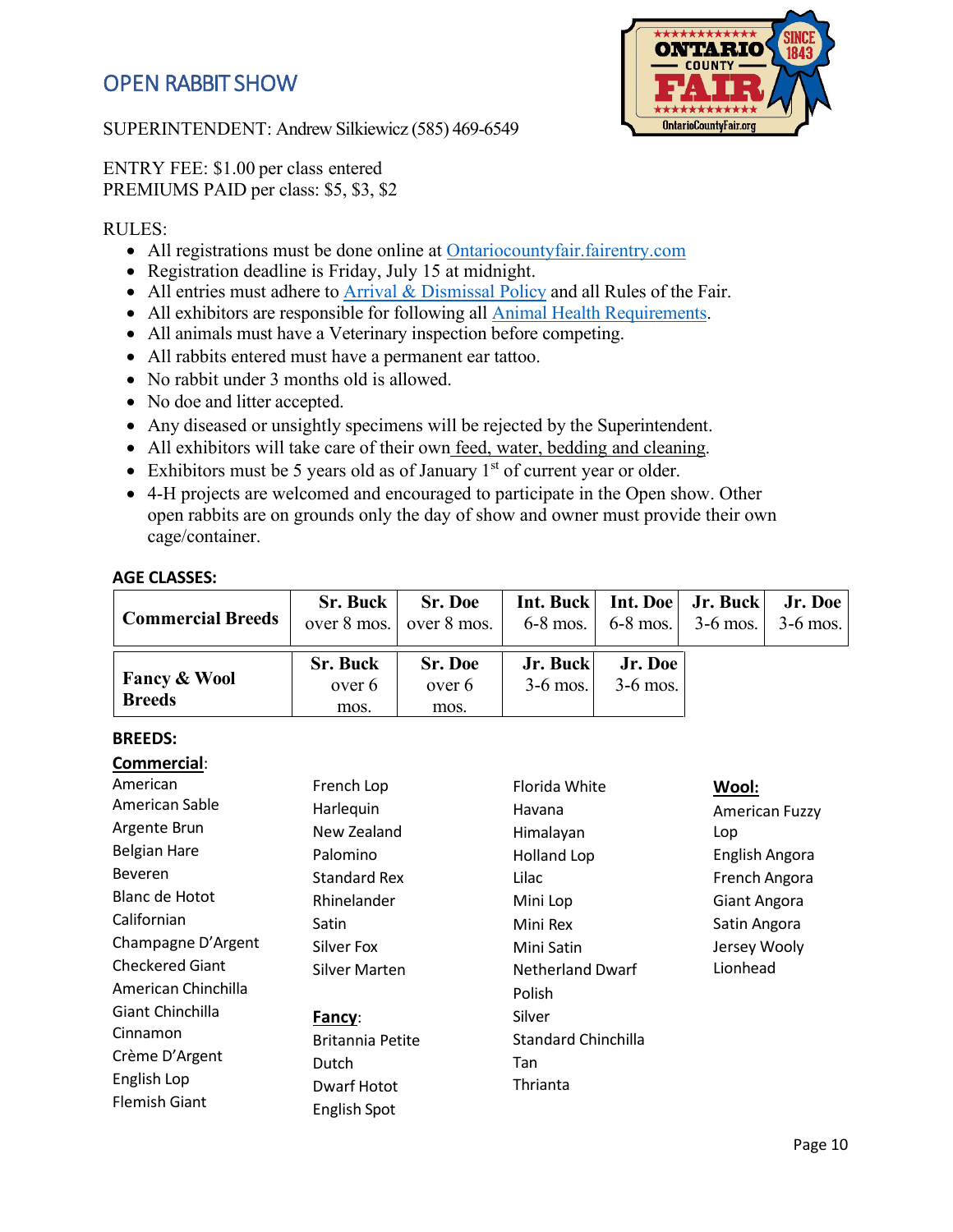# OPEN RABBIT SHOW

SUPERINTENDENT: Andrew Silkiewicz (585) 469-6549

ENTRY FEE: $1.00 per class entered
PREMIUMS PAID per class: $5, $3, $2

RULES:

- All registrations must be done online at Ontariocountyfair.fairentry.com
- Registration deadline is Friday, July 15 at midnight.
- All entries must adhere to Arrival & Dismissal Policy and all Rules of the Fair.
- All exhibitors are responsible for following all Animal Health Requirements.
- All animals must have a Veterinary inspection before competing.
- All rabbits entered must have a permanent ear tattoo.
- No rabbit under 3 months old is allowed.
- No doe and litter accepted.
- Any diseased or unsightly specimens will be rejected by the Superintendent.
- All exhibitors will take care of their own feed, water, bedding and cleaning.
- Exhibitors must be 5 years old as of January 1st of current year or older.
- 4-H projects are welcomed and encouraged to participate in the Open show. Other open rabbits are on grounds only the day of show and owner must provide their own cage/container.

**AGE CLASSES:**

| **Commercial Breeds** | **Sr. Buck** over 8 mos. | **Sr. Doe** over 8 mos. | **Int. Buck** 6-8 mos. | **Int. Doe** 6-8 mos. | **Jr. Buck** 3-6 mos. | **Jr. Doe** 3-6 mos. |
|---|---|---|---|---|---|---|
| **Fancy & Wool Breeds** | **Sr. Buck** over 6 mos. | **Sr. Doe** over 6 mos. | **Jr. Buck** 3-6 mos. | **Jr. Doe** 3-6 mos. | | |

**BREEDS:**

**Commercial**:

- American
- American Sable
- Argente Brun
- Belgian Hare
- Beveren
- Blanc de Hotot
- Californian
- Champagne D'Argent
- Checkered Giant
- American Chinchilla
- Giant Chinchilla
- Cinnamon
- Crème D'Argent
- English Lop
- Flemish Giant
- French Lop
- Harlequin
- New Zealand
- Palomino
- Standard Rex
- Rhinelander
- Satin
- Silver Fox
- Silver Marten

**Fancy**:

- Britannia Petite
- Dutch
- Dwarf Hotot
- English Spot
- Florida White
- Havana
- Himalayan
- Holland Lop
- Lilac
- Mini Lop
- Mini Rex
- Mini Satin
- Netherland Dwarf
- Polish
- Silver
- Standard Chinchilla
- Tan
- Thrianta

**Wool:**

- American Fuzzy Lop
- English Angora
- French Angora
- Giant Angora
- Satin Angora
- Jersey Wooly
- Lionhead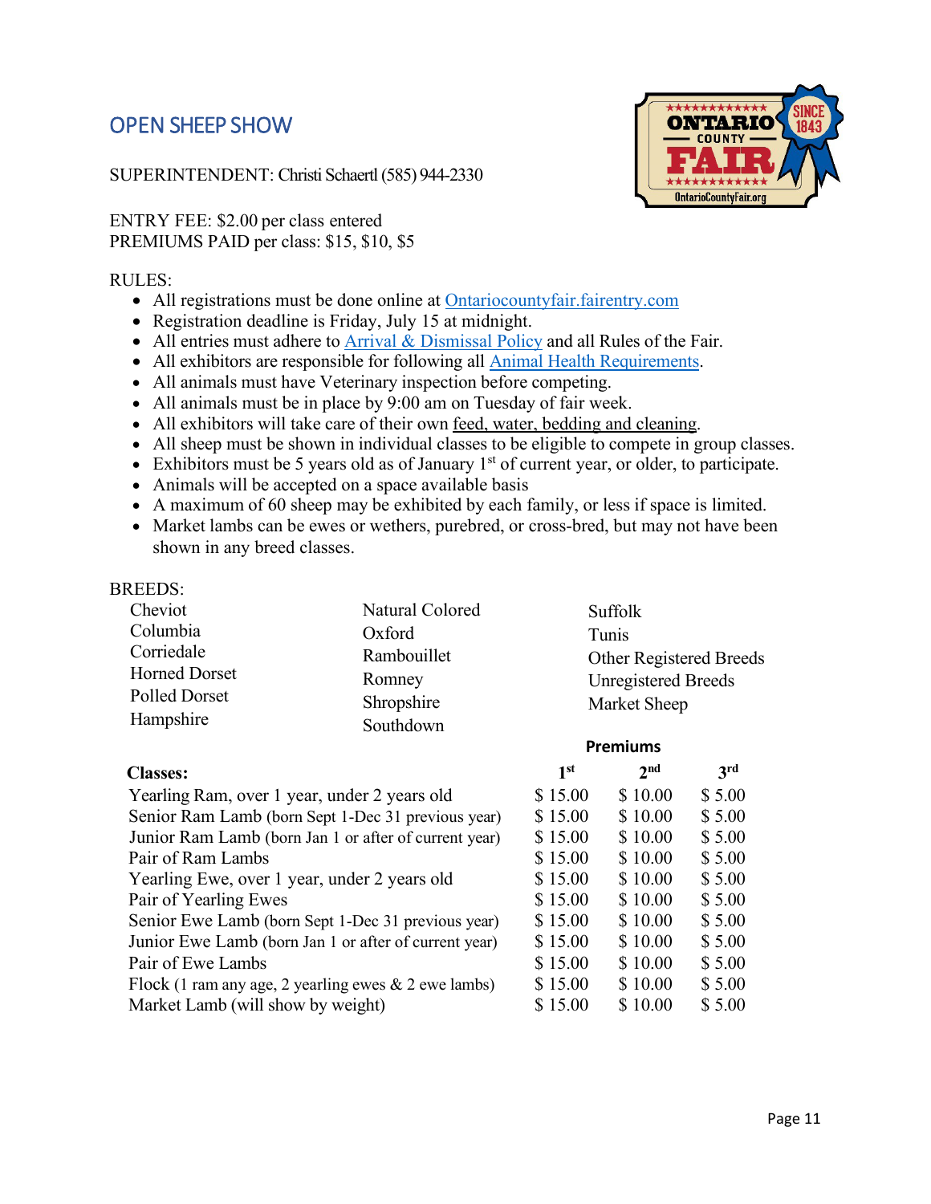## OPEN SHEEP SHOW

SUPERINTENDENT: Christi Schaertl (585) 944-2330

ENTRY FEE: $2.00 per class entered
PREMIUMS PAID per class: $15, $10, $5

RULES:

- All registrations must be done online at Ontariocountyfair.fairentry.com
- Registration deadline is Friday, July 15 at midnight.
- All entries must adhere to Arrival & Dismissal Policy and all Rules of the Fair.
- All exhibitors are responsible for following all Animal Health Requirements.
- All animals must have Veterinary inspection before competing.
- All animals must be in place by 9:00 am on Tuesday of fair week.
- All exhibitors will take care of their own feed, water, bedding and cleaning.
- All sheep must be shown in individual classes to be eligible to compete in group classes.
- Exhibitors must be 5 years old as of January 1st of current year, or older, to participate.
- Animals will be accepted on a space available basis
- A maximum of 60 sheep may be exhibited by each family, or less if space is limited.
- Market lambs can be ewes or wethers, purebred, or cross-bred, but may not have been shown in any breed classes.

BREEDS:

- Cheviot
- Columbia
- Corriedale
- Horned Dorset
- Polled Dorset
- Hampshire
- Natural Colored
- Oxford
- Rambouillet
- Romney
- Shropshire
- Southdown
- Suffolk
- Tunis
- Other Registered Breeds
- Unregistered Breeds
- Market Sheep

| Classes: | Premiums 1st | 2nd | 3rd |
|---|---|---|---|
| Yearling Ram, over 1 year, under 2 years old | $ 15.00 | $ 10.00 | $ 5.00 |
| Senior Ram Lamb (born Sept 1-Dec 31 previous year) | $ 15.00 | $ 10.00 | $ 5.00 |
| Junior Ram Lamb (born Jan 1 or after of current year) | $ 15.00 | $ 10.00 | $ 5.00 |
| Pair of Ram Lambs | $ 15.00 | $ 10.00 | $ 5.00 |
| Yearling Ewe, over 1 year, under 2 years old | $ 15.00 | $ 10.00 | $ 5.00 |
| Pair of Yearling Ewes | $ 15.00 | $ 10.00 | $ 5.00 |
| Senior Ewe Lamb (born Sept 1-Dec 31 previous year) | $ 15.00 | $ 10.00 | $ 5.00 |
| Junior Ewe Lamb (born Jan 1 or after of current year) | $ 15.00 | $ 10.00 | $ 5.00 |
| Pair of Ewe Lambs | $ 15.00 | $ 10.00 | $ 5.00 |
| Flock (1 ram any age, 2 yearling ewes & 2 ewe lambs) | $ 15.00 | $ 10.00 | $ 5.00 |
| Market Lamb (will show by weight) | $ 15.00 | $ 10.00 | $ 5.00 |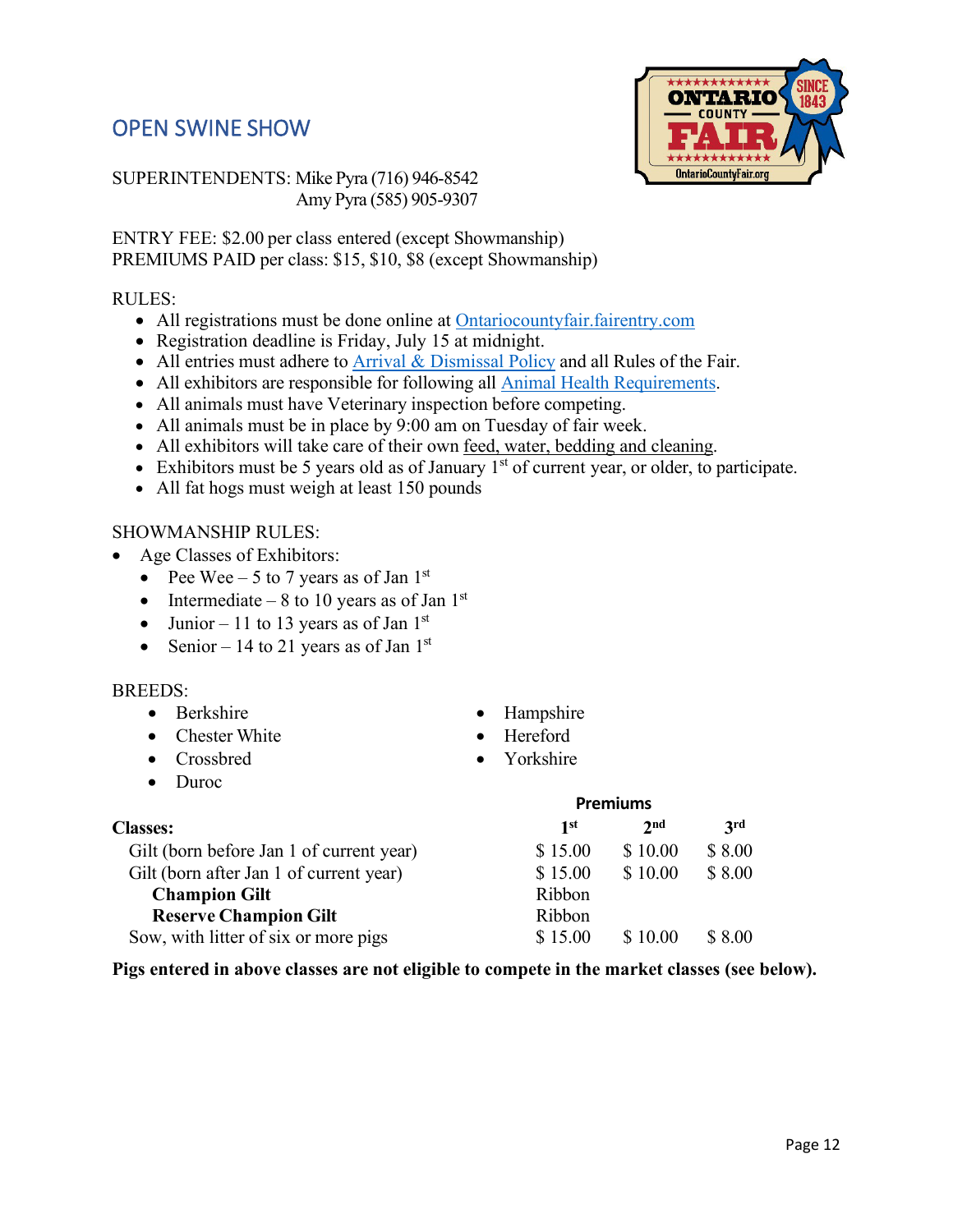# OPEN SWINE SHOW

SUPERINTENDENTS: Mike Pyra (716) 946-8542
Amy Pyra (585) 905-9307

ENTRY FEE: $2.00 per class entered (except Showmanship)
PREMIUMS PAID per class: $15, $10, $8 (except Showmanship)

RULES:

- All registrations must be done online at [Ontariocountyfair.fairentry.com](Ontariocountyfair.fairentry.com)
- Registration deadline is Friday, July 15 at midnight.
- All entries must adhere to Arrival & Dismissal Policy and all Rules of the Fair.
- All exhibitors are responsible for following all Animal Health Requirements.
- All animals must have Veterinary inspection before competing.
- All animals must be in place by 9:00 am on Tuesday of fair week.
- All exhibitors will take care of their own feed, water, bedding and cleaning.
- Exhibitors must be 5 years old as of January 1st of current year, or older, to participate.
- All fat hogs must weigh at least 150 pounds

SHOWMANSHIP RULES:

- Age Classes of Exhibitors:
  - Pee Wee – 5 to 7 years as of Jan 1st
  - Intermediate – 8 to 10 years as of Jan 1st
  - Junior – 11 to 13 years as of Jan 1st
  - Senior – 14 to 21 years as of Jan 1st

BREEDS:

- Berkshire
- Chester White
- Crossbred
- Duroc
- Hampshire
- Hereford
- Yorkshire

| **Classes:** | **Premiums** 1st | 2nd | 3rd |
|---|---|---|---|
| Gilt (born before Jan 1 of current year) | $ 15.00 | $ 10.00 | $ 8.00 |
| Gilt (born after Jan 1 of current year) | $ 15.00 | $ 10.00 | $ 8.00 |
| **Champion Gilt** | Ribbon | | |
| **Reserve Champion Gilt** | Ribbon | | |
| Sow, with litter of six or more pigs | $ 15.00 | $ 10.00 | $ 8.00 |

**Pigs entered in above classes are not eligible to compete in the market classes (see below).**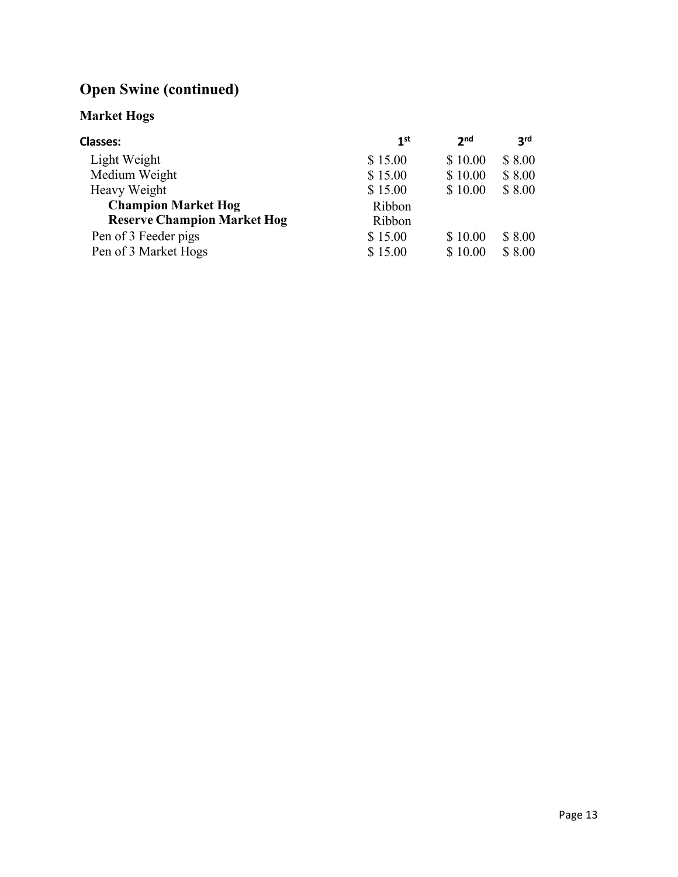## Open Swine (continued)

### Market Hogs

| Classes: | 1st | 2nd | 3rd |
|---|---|---|---|
| Light Weight | $ 15.00 | $ 10.00 | $ 8.00 |
| Medium Weight | $ 15.00 | $ 10.00 | $ 8.00 |
| Heavy Weight | $ 15.00 | $ 10.00 | $ 8.00 |
| **Champion Market Hog** | Ribbon | | |
| **Reserve Champion Market Hog** | Ribbon | | |
| Pen of 3 Feeder pigs | $ 15.00 | $ 10.00 | $ 8.00 |
| Pen of 3 Market Hogs | $ 15.00 | $ 10.00 | $ 8.00 |